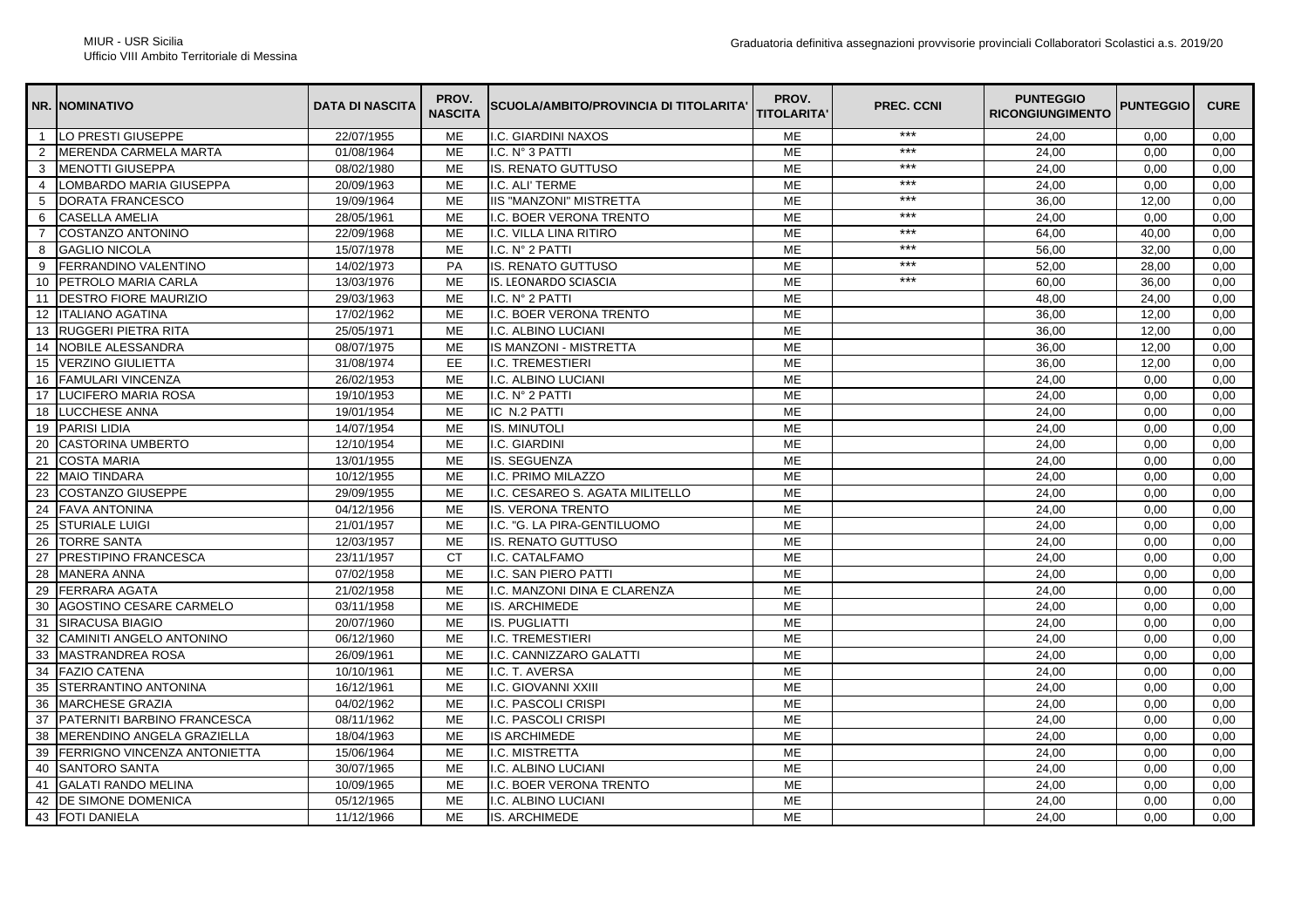MIUR - USR Sicilia
Ufficio VIII Ambito Territoriale di Messina

Graduatoria definitiva assegnazioni provvisorie provinciali Collaboratori Scolastici a.s. 2019/20

| NR. | NOMINATIVO | DATA DI NASCITA | PROV. NASCITA | SCUOLA/AMBITO/PROVINCIA DI TITOLARITA' | PROV. TITOLARITA' | PREC. CCNI | PUNTEGGIO RICONGIUNGIMENTO | PUNTEGGIO | CURE |
|---|---|---|---|---|---|---|---|---|---|
| 1 | LO PRESTI GIUSEPPE | 22/07/1955 | ME | I.C. GIARDINI NAXOS | ME | *** | 24,00 | 0,00 | 0,00 |
| 2 | MERENDA CARMELA MARTA | 01/08/1964 | ME | I.C. N° 3 PATTI | ME | *** | 24,00 | 0,00 | 0,00 |
| 3 | MENOTTI GIUSEPPA | 08/02/1980 | ME | IS. RENATO GUTTUSO | ME | *** | 24,00 | 0,00 | 0,00 |
| 4 | LOMBARDO MARIA GIUSEPPA | 20/09/1963 | ME | I.C. ALI' TERME | ME | *** | 24,00 | 0,00 | 0,00 |
| 5 | DORATA FRANCESCO | 19/09/1964 | ME | IIS "MANZONI" MISTRETTA | ME | *** | 36,00 | 12,00 | 0,00 |
| 6 | CASELLA AMELIA | 28/05/1961 | ME | I.C. BOER VERONA TRENTO | ME | *** | 24,00 | 0,00 | 0,00 |
| 7 | COSTANZO ANTONINO | 22/09/1968 | ME | I.C. VILLA LINA RITIRO | ME | *** | 64,00 | 40,00 | 0,00 |
| 8 | GAGLIO NICOLA | 15/07/1978 | ME | I.C. N° 2 PATTI | ME | *** | 56,00 | 32,00 | 0,00 |
| 9 | FERRANDINO VALENTINO | 14/02/1973 | PA | IS. RENATO GUTTUSO | ME | *** | 52,00 | 28,00 | 0,00 |
| 10 | PETROLO MARIA CARLA | 13/03/1976 | ME | IS. LEONARDO SCIASCIA | ME | *** | 60,00 | 36,00 | 0,00 |
| 11 | DESTRO FIORE MAURIZIO | 29/03/1963 | ME | I.C. N° 2 PATTI | ME | | 48,00 | 24,00 | 0,00 |
| 12 | ITALIANO AGATINA | 17/02/1962 | ME | I.C. BOER VERONA TRENTO | ME | | 36,00 | 12,00 | 0,00 |
| 13 | RUGGERI PIETRA RITA | 25/05/1971 | ME | I.C. ALBINO LUCIANI | ME | | 36,00 | 12,00 | 0,00 |
| 14 | NOBILE ALESSANDRA | 08/07/1975 | ME | IS MANZONI - MISTRETTA | ME | | 36,00 | 12,00 | 0,00 |
| 15 | VERZINO GIULIETTA | 31/08/1974 | EE | I.C. TREMESTIERI | ME | | 36,00 | 12,00 | 0,00 |
| 16 | FAMULARI VINCENZA | 26/02/1953 | ME | I.C. ALBINO LUCIANI | ME | | 24,00 | 0,00 | 0,00 |
| 17 | LUCIFERO MARIA ROSA | 19/10/1953 | ME | I.C. N° 2 PATTI | ME | | 24,00 | 0,00 | 0,00 |
| 18 | LUCCHESE ANNA | 19/01/1954 | ME | IC N.2 PATTI | ME | | 24,00 | 0,00 | 0,00 |
| 19 | PARISI LIDIA | 14/07/1954 | ME | IS. MINUTOLI | ME | | 24,00 | 0,00 | 0,00 |
| 20 | CASTORINA UMBERTO | 12/10/1954 | ME | I.C. GIARDINI | ME | | 24,00 | 0,00 | 0,00 |
| 21 | COSTA MARIA | 13/01/1955 | ME | IS. SEGUENZA | ME | | 24,00 | 0,00 | 0,00 |
| 22 | MAIO TINDARA | 10/12/1955 | ME | I.C. PRIMO MILAZZO | ME | | 24,00 | 0,00 | 0,00 |
| 23 | COSTANZO GIUSEPPE | 29/09/1955 | ME | I.C. CESAREO S. AGATA MILITELLO | ME | | 24,00 | 0,00 | 0,00 |
| 24 | FAVA ANTONINA | 04/12/1956 | ME | IS. VERONA TRENTO | ME | | 24,00 | 0,00 | 0,00 |
| 25 | STURIALE LUIGI | 21/01/1957 | ME | I.C. "G. LA PIRA-GENTILUOMO | ME | | 24,00 | 0,00 | 0,00 |
| 26 | TORRE SANTA | 12/03/1957 | ME | IS. RENATO GUTTUSO | ME | | 24,00 | 0,00 | 0,00 |
| 27 | PRESTIPINO FRANCESCA | 23/11/1957 | CT | I.C. CATALFAMO | ME | | 24,00 | 0,00 | 0,00 |
| 28 | MANERA ANNA | 07/02/1958 | ME | I.C. SAN PIERO PATTI | ME | | 24,00 | 0,00 | 0,00 |
| 29 | FERRARA AGATA | 21/02/1958 | ME | I.C. MANZONI DINA E CLARENZA | ME | | 24,00 | 0,00 | 0,00 |
| 30 | AGOSTINO CESARE CARMELO | 03/11/1958 | ME | IS. ARCHIMEDE | ME | | 24,00 | 0,00 | 0,00 |
| 31 | SIRACUSA BIAGIO | 20/07/1960 | ME | IS. PUGLIATTI | ME | | 24,00 | 0,00 | 0,00 |
| 32 | CAMINITI ANGELO ANTONINO | 06/12/1960 | ME | I.C. TREMESTIERI | ME | | 24,00 | 0,00 | 0,00 |
| 33 | MASTRANDREA ROSA | 26/09/1961 | ME | I.C. CANNIZZARO GALATTI | ME | | 24,00 | 0,00 | 0,00 |
| 34 | FAZIO CATENA | 10/10/1961 | ME | I.C. T. AVERSA | ME | | 24,00 | 0,00 | 0,00 |
| 35 | STERRANTINO ANTONINA | 16/12/1961 | ME | I.C. GIOVANNI XXIII | ME | | 24,00 | 0,00 | 0,00 |
| 36 | MARCHESE GRAZIA | 04/02/1962 | ME | I.C. PASCOLI CRISPI | ME | | 24,00 | 0,00 | 0,00 |
| 37 | PATERNITI BARBINO FRANCESCA | 08/11/1962 | ME | I.C. PASCOLI CRISPI | ME | | 24,00 | 0,00 | 0,00 |
| 38 | MERENDINO ANGELA GRAZIELLA | 18/04/1963 | ME | IS ARCHIMEDE | ME | | 24,00 | 0,00 | 0,00 |
| 39 | FERRIGNO VINCENZA ANTONIETTA | 15/06/1964 | ME | I.C. MISTRETTA | ME | | 24,00 | 0,00 | 0,00 |
| 40 | SANTORO SANTA | 30/07/1965 | ME | I.C. ALBINO LUCIANI | ME | | 24,00 | 0,00 | 0,00 |
| 41 | GALATI RANDO MELINA | 10/09/1965 | ME | I.C. BOER VERONA TRENTO | ME | | 24,00 | 0,00 | 0,00 |
| 42 | DE SIMONE DOMENICA | 05/12/1965 | ME | I.C. ALBINO LUCIANI | ME | | 24,00 | 0,00 | 0,00 |
| 43 | FOTI DANIELA | 11/12/1966 | ME | IS. ARCHIMEDE | ME | | 24,00 | 0,00 | 0,00 |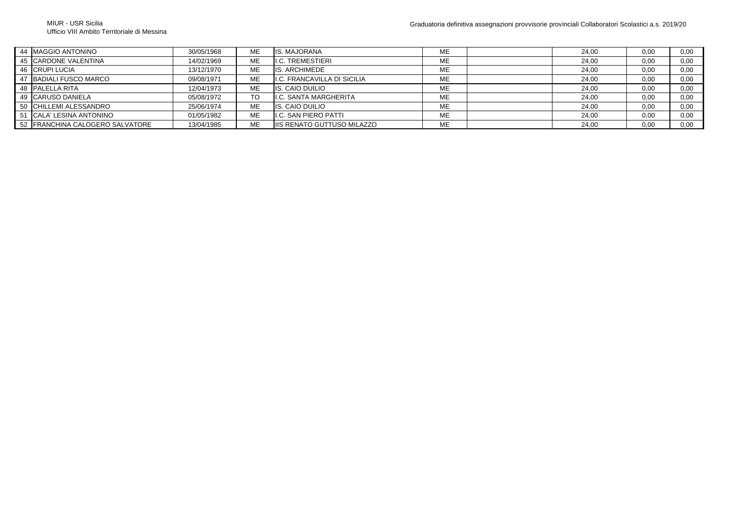| | | | | | | | | | |
|---|---|---|---|---|---|---|---|---|---|
| 44 | MAGGIO ANTONINO | 30/05/1968 | ME | IS. MAJORANA | ME | | 24,00 | 0,00 | 0,00 |
| 45 | CARDONE VALENTINA | 14/02/1969 | ME | I.C. TREMESTIERI | ME | | 24,00 | 0,00 | 0,00 |
| 46 | CRUPI LUCIA | 13/12/1970 | ME | IS. ARCHIMEDE | ME | | 24,00 | 0,00 | 0,00 |
| 47 | BADIALI FUSCO MARCO | 09/08/1971 | ME | I.C. FRANCAVILLA DI SICILIA | ME | | 24,00 | 0,00 | 0,00 |
| 48 | PALELLA RITA | 12/04/1973 | ME | IS. CAIO DUILIO | ME | | 24,00 | 0,00 | 0,00 |
| 49 | CARUSO DANIELA | 05/08/1972 | TO | I.C. SANTA MARGHERITA | ME | | 24,00 | 0,00 | 0,00 |
| 50 | CHILLEMI ALESSANDRO | 25/06/1974 | ME | IS. CAIO DUILIO | ME | | 24,00 | 0,00 | 0,00 |
| 51 | CALA' LESINA ANTONINO | 01/05/1982 | ME | I.C. SAN PIERO PATTI | ME | | 24,00 | 0,00 | 0,00 |
| 52 | FRANCHINA CALOGERO SALVATORE | 13/04/1985 | ME | IIS RENATO GUTTUSO MILAZZO | ME | | 24,00 | 0,00 | 0,00 |